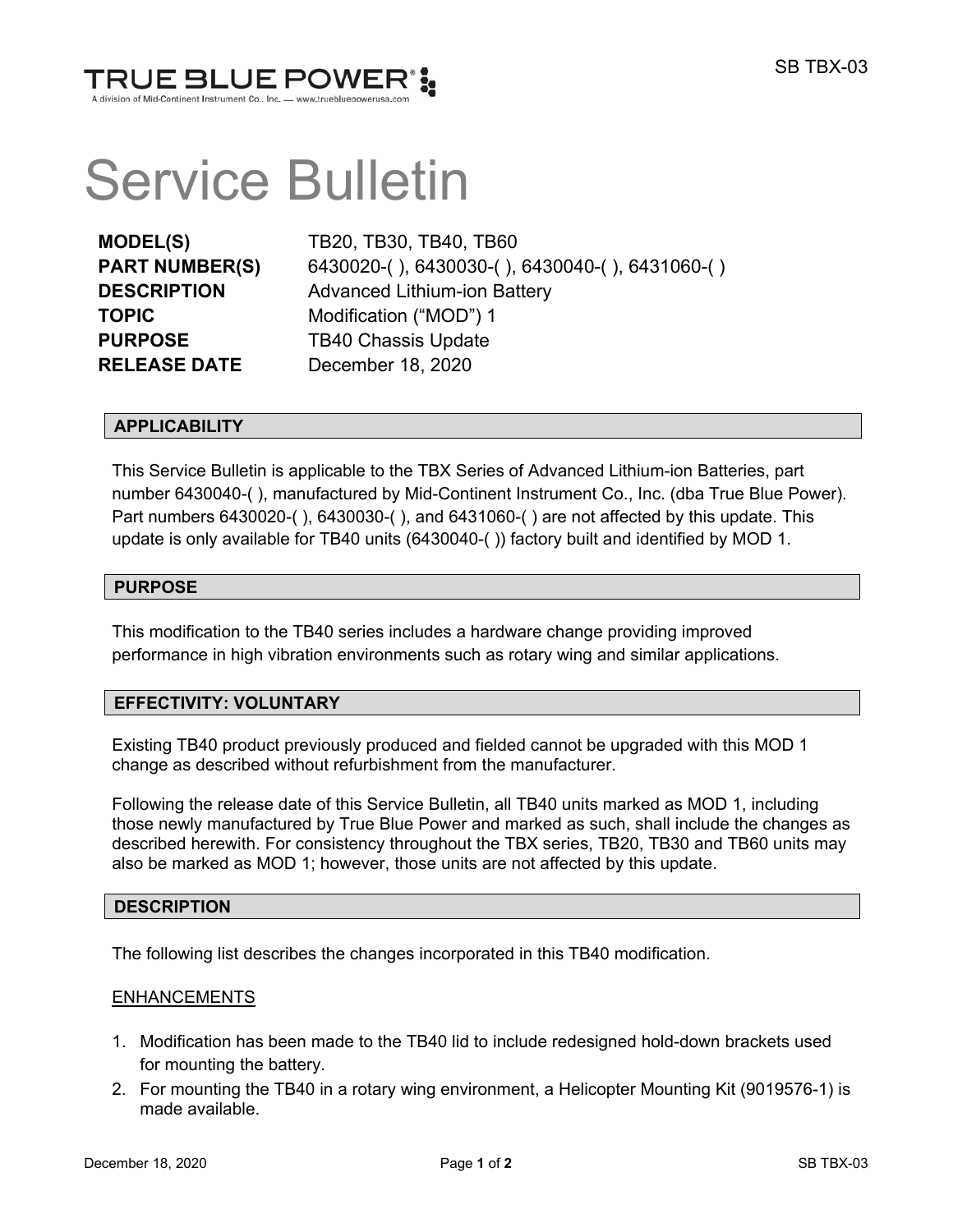TRUE BLUE POWER®
A division of Mid-Continent Instrument Co., Inc. — www.truebluepowerusa.com

# Service Bulletin

| | |
|---|---|
| **MODEL(S)** | TB20, TB30, TB40, TB60 |
| **PART NUMBER(S)** | 6430020-( ), 6430030-( ), 6430040-( ), 6431060-( ) |
| **DESCRIPTION** | Advanced Lithium-ion Battery |
| **TOPIC** | Modification ("MOD") 1 |
| **PURPOSE** | TB40 Chassis Update |
| **RELEASE DATE** | December 18, 2020 |

## APPLICABILITY

This Service Bulletin is applicable to the TBX Series of Advanced Lithium-ion Batteries, part number 6430040-( ), manufactured by Mid-Continent Instrument Co., Inc. (dba True Blue Power). Part numbers 6430020-( ), 6430030-( ), and 6431060-( ) are not affected by this update. This update is only available for TB40 units (6430040-( )) factory built and identified by MOD 1.

## PURPOSE

This modification to the TB40 series includes a hardware change providing improved performance in high vibration environments such as rotary wing and similar applications.

## EFFECTIVITY: VOLUNTARY

Existing TB40 product previously produced and fielded cannot be upgraded with this MOD 1 change as described without refurbishment from the manufacturer.

Following the release date of this Service Bulletin, all TB40 units marked as MOD 1, including those newly manufactured by True Blue Power and marked as such, shall include the changes as described herewith. For consistency throughout the TBX series, TB20, TB30 and TB60 units may also be marked as MOD 1; however, those units are not affected by this update.

## DESCRIPTION

The following list describes the changes incorporated in this TB40 modification.

ENHANCEMENTS

1. Modification has been made to the TB40 lid to include redesigned hold-down brackets used for mounting the battery.
2. For mounting the TB40 in a rotary wing environment, a Helicopter Mounting Kit (9019576-1) is made available.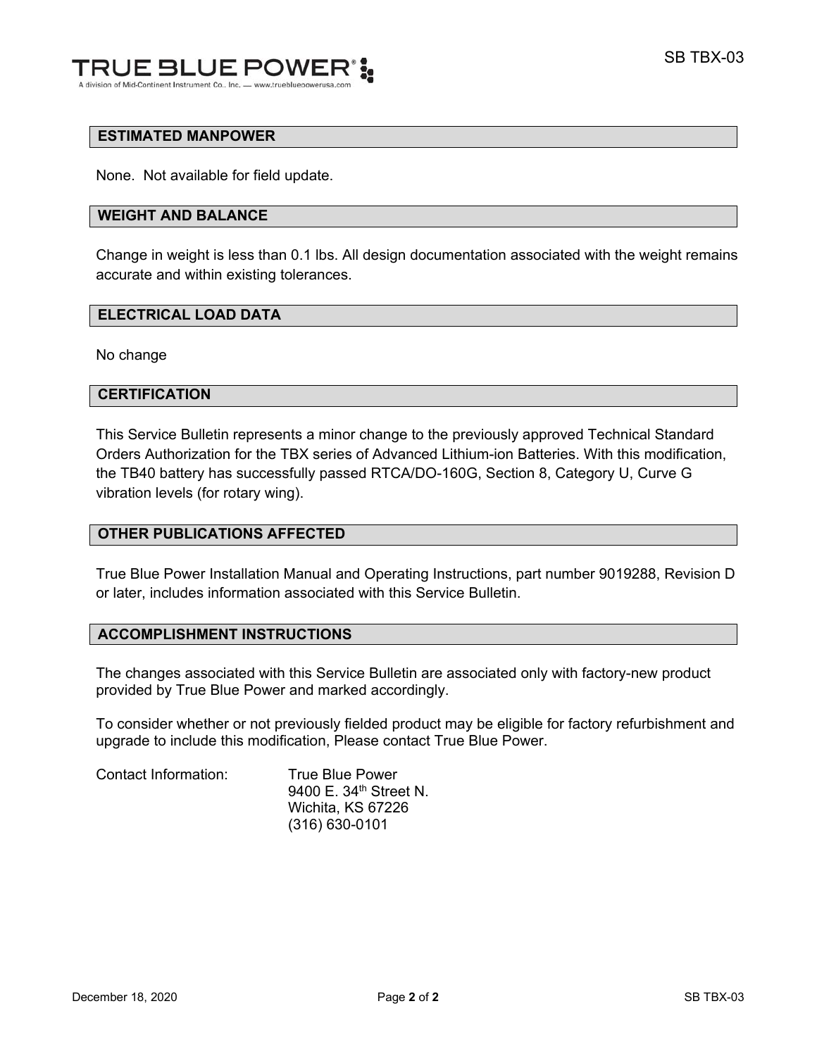## ESTIMATED MANPOWER

None. Not available for field update.

## WEIGHT AND BALANCE

Change in weight is less than 0.1 lbs. All design documentation associated with the weight remains accurate and within existing tolerances.

## ELECTRICAL LOAD DATA

No change

## CERTIFICATION

This Service Bulletin represents a minor change to the previously approved Technical Standard Orders Authorization for the TBX series of Advanced Lithium-ion Batteries. With this modification, the TB40 battery has successfully passed RTCA/DO-160G, Section 8, Category U, Curve G vibration levels (for rotary wing).

## OTHER PUBLICATIONS AFFECTED

True Blue Power Installation Manual and Operating Instructions, part number 9019288, Revision D or later, includes information associated with this Service Bulletin.

## ACCOMPLISHMENT INSTRUCTIONS

The changes associated with this Service Bulletin are associated only with factory-new product provided by True Blue Power and marked accordingly.

To consider whether or not previously fielded product may be eligible for factory refurbishment and upgrade to include this modification, Please contact True Blue Power.

Contact Information:

True Blue Power
9400 E. 34th Street N.
Wichita, KS 67226
(316) 630-0101